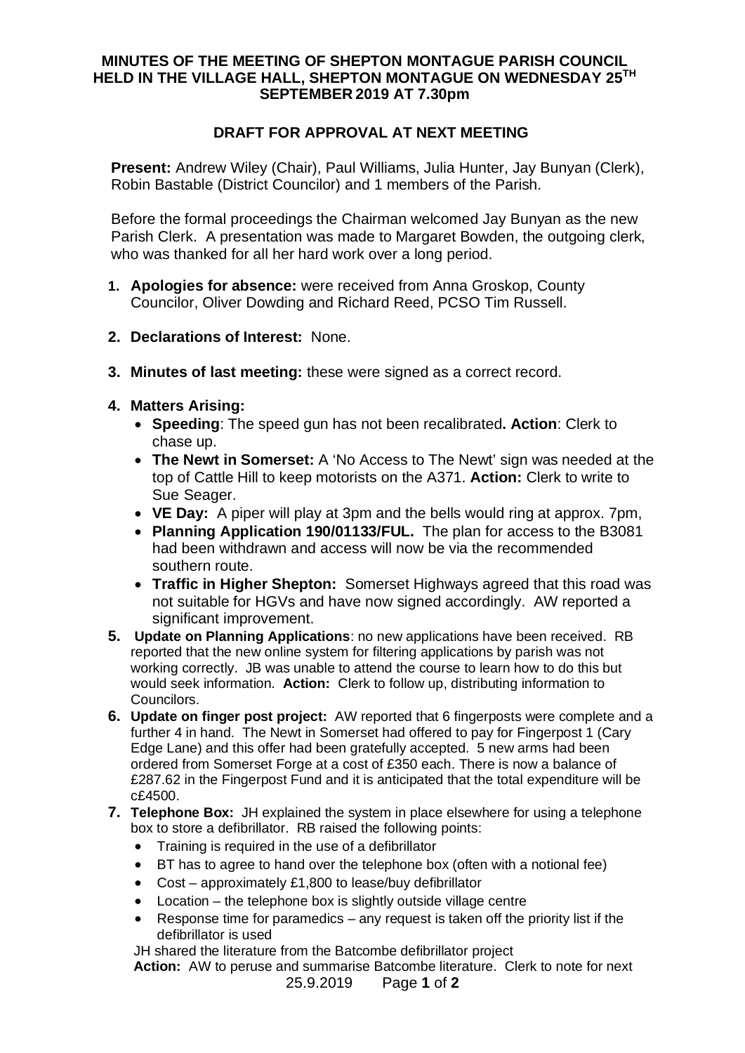# MINUTES OF THE MEETING OF SHEPTON MONTAGUE PARISH COUNCIL HELD IN THE VILLAGE HALL, SHEPTON MONTAGUE ON WEDNESDAY 25TH SEPTEMBER 2019 AT 7.30pm

## DRAFT FOR APPROVAL AT NEXT MEETING

**Present:** Andrew Wiley (Chair), Paul Williams, Julia Hunter, Jay Bunyan (Clerk), Robin Bastable (District Councilor) and 1 members of the Parish.

Before the formal proceedings the Chairman welcomed Jay Bunyan as the new Parish Clerk. A presentation was made to Margaret Bowden, the outgoing clerk, who was thanked for all her hard work over a long period.

1. **Apologies for absence:** were received from Anna Groskop, County Councilor, Oliver Dowding and Richard Reed, PCSO Tim Russell.
2. **Declarations of Interest:** None.
3. **Minutes of last meeting:** these were signed as a correct record.
4. **Matters Arising:**
   - **Speeding**: The speed gun has not been recalibrated**. Action**: Clerk to chase up.
   - **The Newt in Somerset:** A 'No Access to The Newt' sign was needed at the top of Cattle Hill to keep motorists on the A371. **Action:** Clerk to write to Sue Seager.
   - **VE Day:** A piper will play at 3pm and the bells would ring at approx. 7pm,
   - **Planning Application 190/01133/FUL.** The plan for access to the B3081 had been withdrawn and access will now be via the recommended southern route.
   - **Traffic in Higher Shepton:** Somerset Highways agreed that this road was not suitable for HGVs and have now signed accordingly. AW reported a significant improvement.
5. **Update on Planning Applications**: no new applications have been received. RB reported that the new online system for filtering applications by parish was not working correctly. JB was unable to attend the course to learn how to do this but would seek information. **Action:** Clerk to follow up, distributing information to Councilors.
6. **Update on finger post project:** AW reported that 6 fingerposts were complete and a further 4 in hand. The Newt in Somerset had offered to pay for Fingerpost 1 (Cary Edge Lane) and this offer had been gratefully accepted. 5 new arms had been ordered from Somerset Forge at a cost of £350 each. There is now a balance of £287.62 in the Fingerpost Fund and it is anticipated that the total expenditure will be c£4500.
7. **Telephone Box:** JH explained the system in place elsewhere for using a telephone box to store a defibrillator. RB raised the following points:
   - Training is required in the use of a defibrillator
   - BT has to agree to hand over the telephone box (often with a notional fee)
   - Cost – approximately £1,800 to lease/buy defibrillator
   - Location – the telephone box is slightly outside village centre
   - Response time for paramedics – any request is taken off the priority list if the defibrillator is used

   JH shared the literature from the Batcombe defibrillator project

   **Action:** AW to peruse and summarise Batcombe literature. Clerk to note for next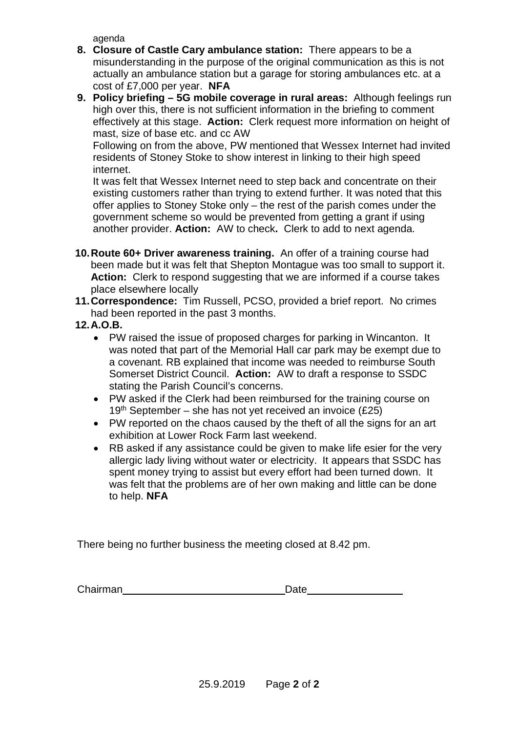agenda

8. **Closure of Castle Cary ambulance station:** There appears to be a misunderstanding in the purpose of the original communication as this is not actually an ambulance station but a garage for storing ambulances etc. at a cost of £7,000 per year. **NFA**
9. **Policy briefing – 5G mobile coverage in rural areas:** Although feelings run high over this, there is not sufficient information in the briefing to comment effectively at this stage. **Action:** Clerk request more information on height of mast, size of base etc. and cc AW

   Following on from the above, PW mentioned that Wessex Internet had invited residents of Stoney Stoke to show interest in linking to their high speed internet.

   It was felt that Wessex Internet need to step back and concentrate on their existing customers rather than trying to extend further. It was noted that this offer applies to Stoney Stoke only – the rest of the parish comes under the government scheme so would be prevented from getting a grant if using another provider. **Action:** AW to check**.** Clerk to add to next agenda.

10. **Route 60+ Driver awareness training.** An offer of a training course had been made but it was felt that Shepton Montague was too small to support it. **Action:** Clerk to respond suggesting that we are informed if a course takes place elsewhere locally
11. **Correspondence:** Tim Russell, PCSO, provided a brief report. No crimes had been reported in the past 3 months.
12. **A.O.B.**
    - PW raised the issue of proposed charges for parking in Wincanton. It was noted that part of the Memorial Hall car park may be exempt due to a covenant. RB explained that income was needed to reimburse South Somerset District Council. **Action:** AW to draft a response to SSDC stating the Parish Council's concerns.
    - PW asked if the Clerk had been reimbursed for the training course on 19th September – she has not yet received an invoice (£25)
    - PW reported on the chaos caused by the theft of all the signs for an art exhibition at Lower Rock Farm last weekend.
    - RB asked if any assistance could be given to make life esier for the very allergic lady living without water or electricity. It appears that SSDC has spent money trying to assist but every effort had been turned down. It was felt that the problems are of her own making and little can be done to help. **NFA**

There being no further business the meeting closed at 8.42 pm.

Chairman\_\_\_\_\_\_\_\_\_\_\_\_\_\_\_\_\_\_\_\_\_\_\_\_\_\_\_\_ Date\_\_\_\_\_\_\_\_\_\_\_\_\_\_\_\_

25.9.2019